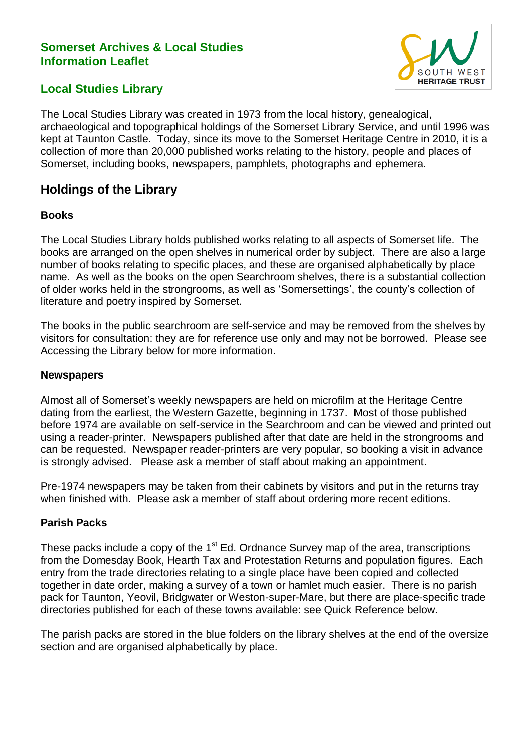**Somerset Archives & Local Studies**
**Information Leaflet**

# Local Studies Library

The Local Studies Library was created in 1973 from the local history, genealogical, archaeological and topographical holdings of the Somerset Library Service, and until 1996 was kept at Taunton Castle. Today, since its move to the Somerset Heritage Centre in 2010, it is a collection of more than 20,000 published works relating to the history, people and places of Somerset, including books, newspapers, pamphlets, photographs and ephemera.

## Holdings of the Library

### Books

The Local Studies Library holds published works relating to all aspects of Somerset life. The books are arranged on the open shelves in numerical order by subject. There are also a large number of books relating to specific places, and these are organised alphabetically by place name. As well as the books on the open Searchroom shelves, there is a substantial collection of older works held in the strongrooms, as well as 'Somersettings', the county's collection of literature and poetry inspired by Somerset.

The books in the public searchroom are self-service and may be removed from the shelves by visitors for consultation: they are for reference use only and may not be borrowed. Please see Accessing the Library below for more information.

### Newspapers

Almost all of Somerset's weekly newspapers are held on microfilm at the Heritage Centre dating from the earliest, the Western Gazette, beginning in 1737. Most of those published before 1974 are available on self-service in the Searchroom and can be viewed and printed out using a reader-printer. Newspapers published after that date are held in the strongrooms and can be requested. Newspaper reader-printers are very popular, so booking a visit in advance is strongly advised. Please ask a member of staff about making an appointment.

Pre-1974 newspapers may be taken from their cabinets by visitors and put in the returns tray when finished with. Please ask a member of staff about ordering more recent editions.

### Parish Packs

These packs include a copy of the 1st Ed. Ordnance Survey map of the area, transcriptions from the Domesday Book, Hearth Tax and Protestation Returns and population figures. Each entry from the trade directories relating to a single place have been copied and collected together in date order, making a survey of a town or hamlet much easier. There is no parish pack for Taunton, Yeovil, Bridgwater or Weston-super-Mare, but there are place-specific trade directories published for each of these towns available: see Quick Reference below.

The parish packs are stored in the blue folders on the library shelves at the end of the oversize section and are organised alphabetically by place.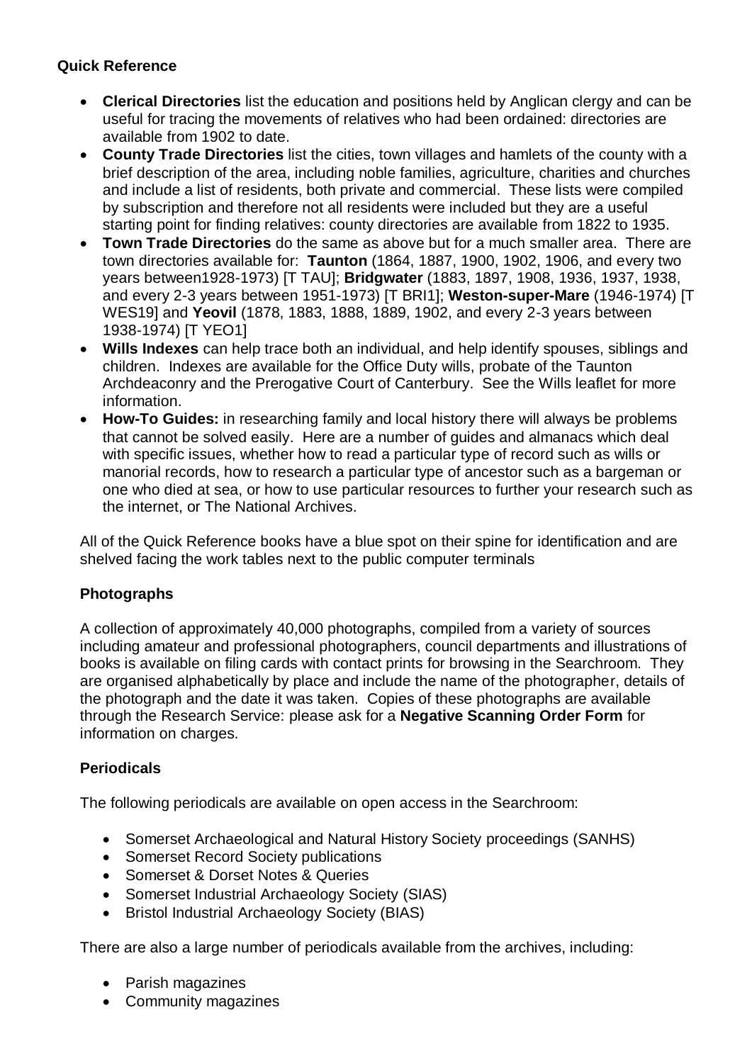### Quick Reference

- **Clerical Directories** list the education and positions held by Anglican clergy and can be useful for tracing the movements of relatives who had been ordained: directories are available from 1902 to date.
- **County Trade Directories** list the cities, town villages and hamlets of the county with a brief description of the area, including noble families, agriculture, charities and churches and include a list of residents, both private and commercial. These lists were compiled by subscription and therefore not all residents were included but they are a useful starting point for finding relatives: county directories are available from 1822 to 1935.
- **Town Trade Directories** do the same as above but for a much smaller area. There are town directories available for: **Taunton** (1864, 1887, 1900, 1902, 1906, and every two years between1928-1973) [T TAU]; **Bridgwater** (1883, 1897, 1908, 1936, 1937, 1938, and every 2-3 years between 1951-1973) [T BRI1]; **Weston-super-Mare** (1946-1974) [T WES19] and **Yeovil** (1878, 1883, 1888, 1889, 1902, and every 2-3 years between 1938-1974) [T YEO1]
- **Wills Indexes** can help trace both an individual, and help identify spouses, siblings and children. Indexes are available for the Office Duty wills, probate of the Taunton Archdeaconry and the Prerogative Court of Canterbury. See the Wills leaflet for more information.
- **How-To Guides:** in researching family and local history there will always be problems that cannot be solved easily. Here are a number of guides and almanacs which deal with specific issues, whether how to read a particular type of record such as wills or manorial records, how to research a particular type of ancestor such as a bargeman or one who died at sea, or how to use particular resources to further your research such as the internet, or The National Archives.

All of the Quick Reference books have a blue spot on their spine for identification and are shelved facing the work tables next to the public computer terminals

### Photographs

A collection of approximately 40,000 photographs, compiled from a variety of sources including amateur and professional photographers, council departments and illustrations of books is available on filing cards with contact prints for browsing in the Searchroom. They are organised alphabetically by place and include the name of the photographer, details of the photograph and the date it was taken. Copies of these photographs are available through the Research Service: please ask for a **Negative Scanning Order Form** for information on charges.

### Periodicals

The following periodicals are available on open access in the Searchroom:

- Somerset Archaeological and Natural History Society proceedings (SANHS)
- Somerset Record Society publications
- Somerset & Dorset Notes & Queries
- Somerset Industrial Archaeology Society (SIAS)
- Bristol Industrial Archaeology Society (BIAS)

There are also a large number of periodicals available from the archives, including:

- Parish magazines
- Community magazines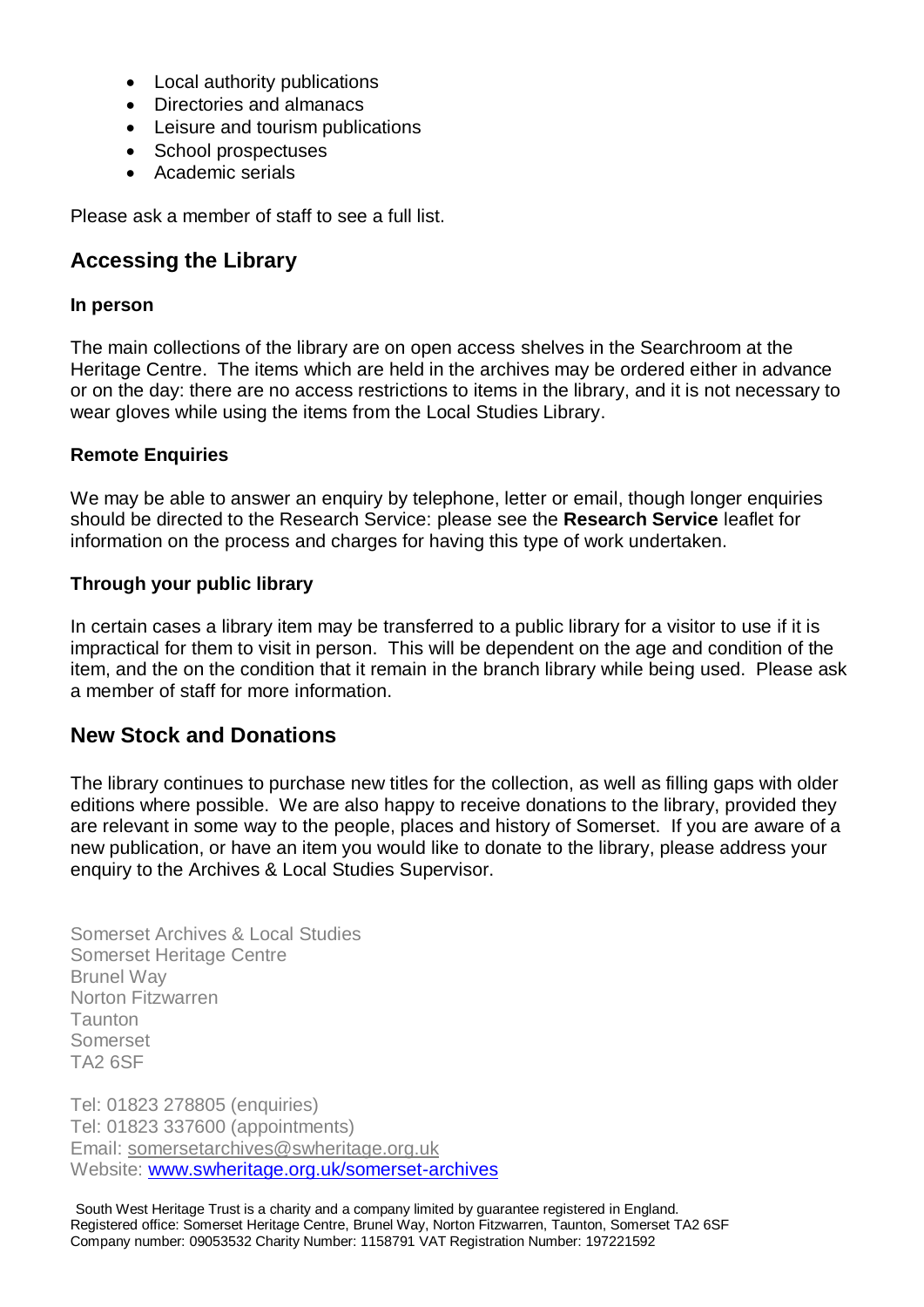- Local authority publications
- Directories and almanacs
- Leisure and tourism publications
- School prospectuses
- Academic serials

Please ask a member of staff to see a full list.

## Accessing the Library

### In person

The main collections of the library are on open access shelves in the Searchroom at the Heritage Centre. The items which are held in the archives may be ordered either in advance or on the day: there are no access restrictions to items in the library, and it is not necessary to wear gloves while using the items from the Local Studies Library.

### Remote Enquiries

We may be able to answer an enquiry by telephone, letter or email, though longer enquiries should be directed to the Research Service: please see the **Research Service** leaflet for information on the process and charges for having this type of work undertaken.

### Through your public library

In certain cases a library item may be transferred to a public library for a visitor to use if it is impractical for them to visit in person. This will be dependent on the age and condition of the item, and the on the condition that it remain in the branch library while being used. Please ask a member of staff for more information.

## New Stock and Donations

The library continues to purchase new titles for the collection, as well as filling gaps with older editions where possible. We are also happy to receive donations to the library, provided they are relevant in some way to the people, places and history of Somerset. If you are aware of a new publication, or have an item you would like to donate to the library, please address your enquiry to the Archives & Local Studies Supervisor.

Somerset Archives & Local Studies
Somerset Heritage Centre
Brunel Way
Norton Fitzwarren
Taunton
Somerset
TA2 6SF

Tel: 01823 278805 (enquiries)
Tel: 01823 337600 (appointments)
Email: somersetarchives@swheritage.org.uk
Website: www.swheritage.org.uk/somerset-archives

South West Heritage Trust is a charity and a company limited by guarantee registered in England.
Registered office: Somerset Heritage Centre, Brunel Way, Norton Fitzwarren, Taunton, Somerset TA2 6SF
Company number: 09053532 Charity Number: 1158791 VAT Registration Number: 197221592